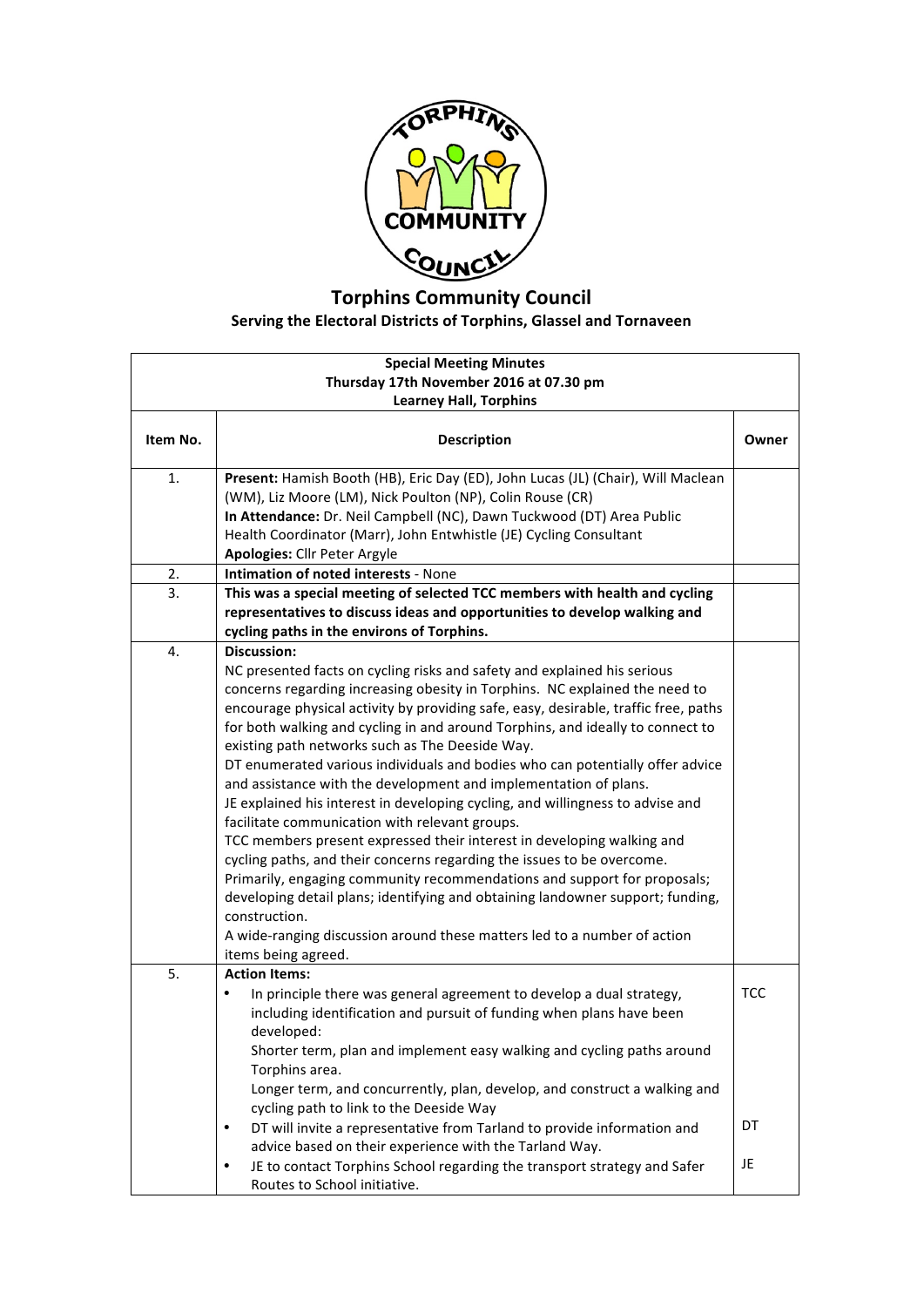# Torphins Community Council

**Serving the Electoral Districts of Torphins, Glassel and Tornaveen**

| **Special Meeting Minutes**<br>**Thursday 17th November 2016 at 07.30 pm**<br>**Learney Hall, Torphins** | | |
|---|---|---|
| **Item No.** | **Description** | **Owner** |
| 1. | **Present:** Hamish Booth (HB), Eric Day (ED), John Lucas (JL) (Chair), Will Maclean (WM), Liz Moore (LM), Nick Poulton (NP), Colin Rouse (CR)<br>**In Attendance:** Dr. Neil Campbell (NC), Dawn Tuckwood (DT) Area Public Health Coordinator (Marr), John Entwhistle (JE) Cycling Consultant<br>**Apologies:** Cllr Peter Argyle | |
| 2. | **Intimation of noted interests** - None | |
| 3. | **This was a special meeting of selected TCC members with health and cycling representatives to discuss ideas and opportunities to develop walking and cycling paths in the environs of Torphins.** | |
| 4. | **Discussion:**<br>NC presented facts on cycling risks and safety and explained his serious concerns regarding increasing obesity in Torphins. NC explained the need to encourage physical activity by providing safe, easy, desirable, traffic free, paths for both walking and cycling in and around Torphins, and ideally to connect to existing path networks such as The Deeside Way.<br>DT enumerated various individuals and bodies who can potentially offer advice and assistance with the development and implementation of plans.<br>JE explained his interest in developing cycling, and willingness to advise and facilitate communication with relevant groups.<br>TCC members present expressed their interest in developing walking and cycling paths, and their concerns regarding the issues to be overcome. Primarily, engaging community recommendations and support for proposals; developing detail plans; identifying and obtaining landowner support; funding, construction.<br>A wide-ranging discussion around these matters led to a number of action items being agreed. | |
| 5. | **Action Items:**<br>• In principle there was general agreement to develop a dual strategy, including identification and pursuit of funding when plans have been developed:<br>Shorter term, plan and implement easy walking and cycling paths around Torphins area.<br>Longer term, and concurrently, plan, develop, and construct a walking and cycling path to link to the Deeside Way<br>• DT will invite a representative from Tarland to provide information and advice based on their experience with the Tarland Way.<br>• JE to contact Torphins School regarding the transport strategy and Safer Routes to School initiative. | TCC<br><br><br><br><br>DT<br><br>JE |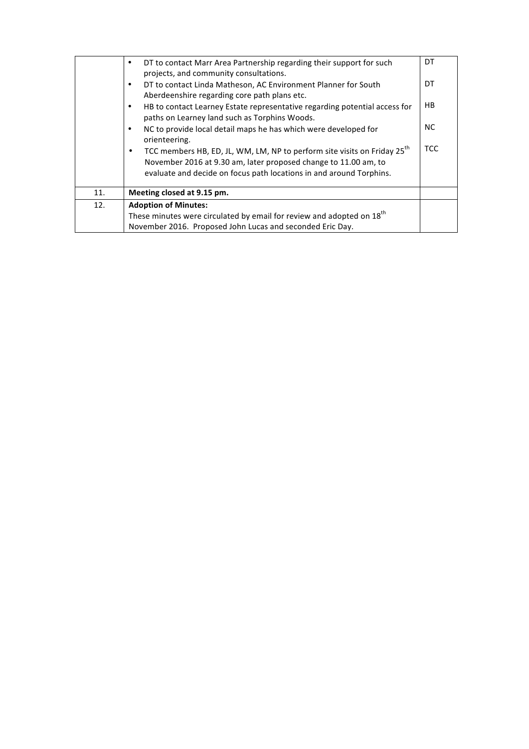| | | |
|---|---|---|
| | • DT to contact Marr Area Partnership regarding their support for such projects, and community consultations.<br>• DT to contact Linda Matheson, AC Environment Planner for South Aberdeenshire regarding core path plans etc.<br>• HB to contact Learney Estate representative regarding potential access for paths on Learney land such as Torphins Woods.<br>• NC to provide local detail maps he has which were developed for orienteering.<br>• TCC members HB, ED, JL, WM, LM, NP to perform site visits on Friday 25th November 2016 at 9.30 am, later proposed change to 11.00 am, to evaluate and decide on focus path locations in and around Torphins. | DT<br><br>DT<br><br>HB<br><br>NC<br><br>TCC |
| 11. | **Meeting closed at 9.15 pm.** | |
| 12. | **Adoption of Minutes:**<br>These minutes were circulated by email for review and adopted on 18th November 2016. Proposed John Lucas and seconded Eric Day. | |